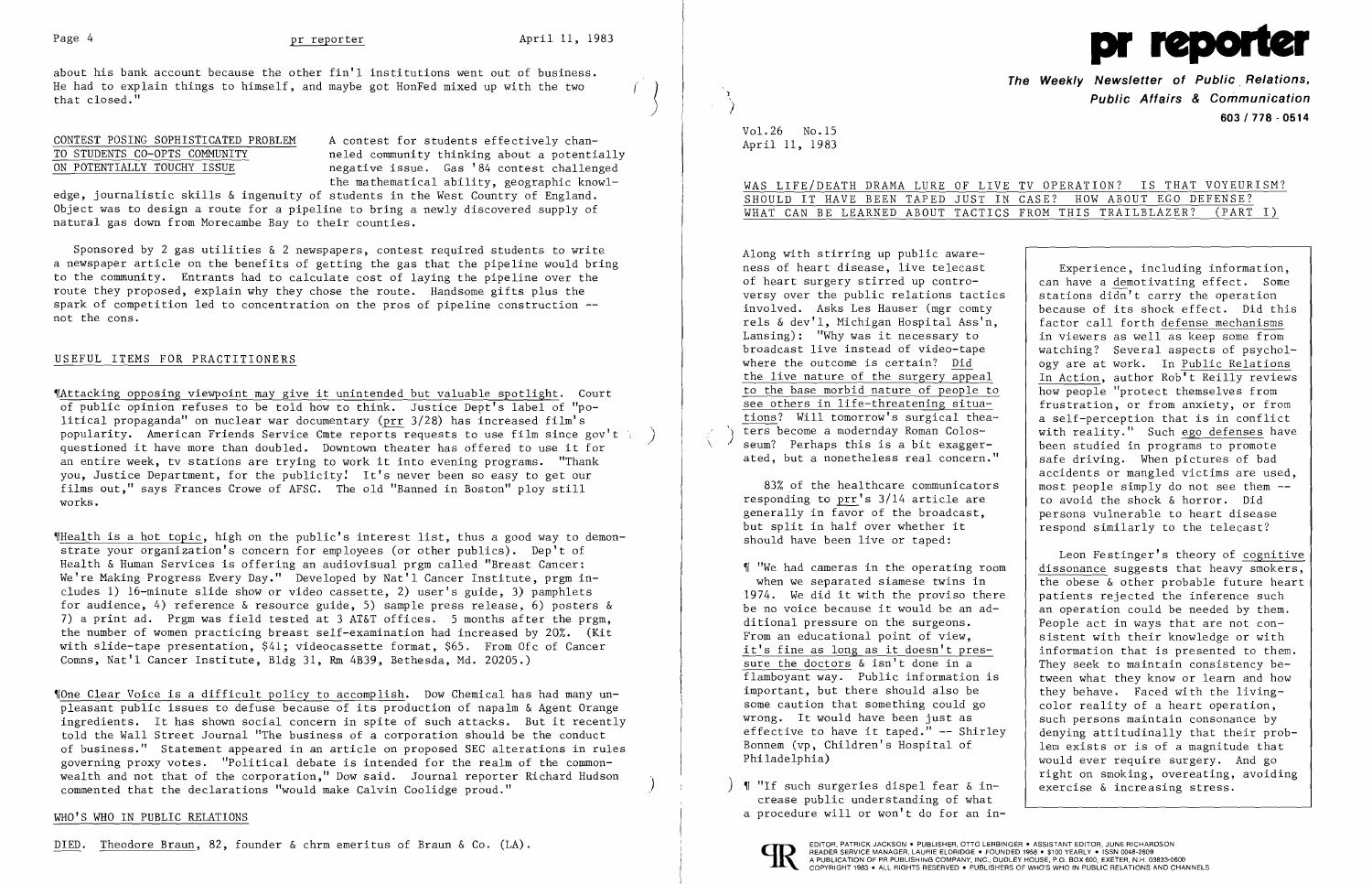about his bank account because the other fin'l institutions went out of business. He had to explain things to himself, and maybe got HonFed mixed up with the two that closed."

## CONTEST POSING SOPHISTICATED PROBLEM TO STUDENTS CO-OPTS COMMUNITY ON POTENTIALLY TOUCHY ISSUE

A contest for students effectively channeled community thinking about a potentially negative issue. Gas '84 contest challenged the mathematical ability, geographic knowledge, journalistic skills & ingenuity of students in the West Country of England. Object was to design a route for a pipeline to bring a newly discovered supply of natural gas down from Morecambe Bay to their counties.

Sponsored by 2 gas utilities & 2 newspapers, contest required students to write a newspaper article on the benefits of getting the gas that the pipeline would bring to the community. Entrants had to calculate cost of laying the pipeline over the route they proposed, explain why they chose the route. Handsome gifts plus the spark of competition led to concentration on the pros of pipeline construction -- not the cons.

## USEFUL ITEMS FOR PRACTITIONERS

¶Attacking opposing viewpoint may give it unintended but valuable spotlight. Court of public opinion refuses to be told how to think. Justice Dep't's label of "political propaganda" on nuclear war documentary (prr 3/28) has increased film's popularity. American Friends Service Cmte reports requests to use film since gov't questioned it have more than doubled. Downtown theater has offered to use it for an entire week, tv stations are trying to work it into evening programs. "Thank you, Justice Department, for the publicity! It's never been so easy to get our films out," says Frances Crowe of AFSC. The old "Banned in Boston" ploy still works.

¶Health is a hot topic, high on the public's interest list, thus a good way to demonstrate your organization's concern for employees (or other publics). Dep't of Health & Human Services is offering an audiovisual prgm called "Breast Cancer: We're Making Progress Every Day." Developed by Nat'l Cancer Institute, prgm includes 1) 16-minute slide show or video cassette, 2) user's guide, 3) pamphlets for audience, 4) reference & resource guide, 5) sample press release, 6) posters & 7) a print ad. Prgm was field tested at 3 AT&T offices. 5 months after the prgm, the number of women practicing breast self-examination had increased by 20%. (Kit with slide-tape presentation, $41; videocassette format, $65. From Ofc of Cancer Comns, Nat'l Cancer Institute, Bldg 31, Rm 4B39, Bethesda, Md. 20205.)

¶One Clear Voice is a difficult policy to accomplish. Dow Chemical has had many unpleasant public issues to defuse because of its production of napalm & Agent Orange ingredients. It has shown social concern in spite of such attacks. But it recently told the Wall Street Journal "The business of a corporation should be the conduct of business." Statement appeared in an article on proposed SEC alterations in rules governing proxy votes. "Political debate is intended for the realm of the commonwealth and not that of the corporation," Dow said. Journal reporter Richard Hudson commented that the declarations "would make Calvin Coolidge proud."

## WHO'S WHO IN PUBLIC RELATIONS

DIED. Theodore Braun, 82, founder & chrm emeritus of Braun & Co. (LA).

# pr reporter

**The Weekly Newsletter of Public Relations, Public Affairs & Communication**

**603 / 778 - 0514**

Vol.26 No.15
April 11, 1983

## WAS LIFE/DEATH DRAMA LURE OF LIVE TV OPERATION? IS THAT VOYEURISM? SHOULD IT HAVE BEEN TAPED JUST IN CASE? HOW ABOUT EGO DEFENSE? WHAT CAN BE LEARNED ABOUT TACTICS FROM THIS TRAILBLAZER? (PART I)

Along with stirring up public awareness of heart disease, live telecast of heart surgery stirred up controversy over the public relations tactics involved. Asks Les Hauser (mgr comty rels & dev'l, Michigan Hospital Ass'n, Lansing): "Why was it necessary to broadcast live instead of video-tape where the outcome is certain? Did the live nature of the surgery appeal to the base morbid nature of people to see others in life-threatening situations? Will tomorrow's surgical theaters become a modernday Roman Colosseum? Perhaps this is a bit exaggerated, but a nonetheless real concern."

83% of the healthcare communicators responding to prr's 3/14 article are generally in favor of the broadcast, but split in half over whether it should have been live or taped:

¶ "We had cameras in the operating room when we separated siamese twins in 1974. We did it with the proviso there be no voice because it would be an additional pressure on the surgeons. From an educational point of view, it's fine as long as it doesn't pressure the doctors & isn't done in a flamboyant way. Public information is important, but there should also be some caution that something could go wrong. It would have been just as effective to have it taped." -- Shirley Bonnem (vp, Children's Hospital of Philadelphia)

¶ "If such surgeries dispel fear & increase public understanding of what a procedure will or won't do for an in-

> Experience, including information, can have a demotivating effect. Some stations didn't carry the operation because of its shock effect. Did this factor call forth defense mechanisms in viewers as well as keep some from watching? Several aspects of psychology are at work. In Public Relations In Action, author Rob't Reilly reviews how people "protect themselves from frustration, or from anxiety, or from a self-perception that is in conflict with reality." Such ego defenses have been studied in programs to promote safe driving. When pictures of bad accidents or mangled victims are used, most people simply do not see them -- to avoid the shock & horror. Did persons vulnerable to heart disease respond similarly to the telecast?
>
> Leon Festinger's theory of cognitive dissonance suggests that heavy smokers, the obese & other probable future heart patients rejected the inference such an operation could be needed by them. People act in ways that are not consistent with their knowledge or with information that is presented to them. They seek to maintain consistency between what they know or learn and how they behave. Faced with the living-color reality of a heart operation, such persons maintain consonance by denying attitudinally that their problem exists or is of a magnitude that would ever require surgery. And go right on smoking, overeating, avoiding exercise & increasing stress.

EDITOR, PATRICK JACKSON • PUBLISHER, OTTO LERBINGER • ASSISTANT EDITOR, JUNE RICHARDSON
READER SERVICE MANAGER, LAURIE ELDRIDGE • FOUNDED 1958 • $100 YEARLY • ISSN 0048-2609
A PUBLICATION OF PR PUBLISHING COMPANY, INC., DUDLEY HOUSE, P.O. BOX 600, EXETER, N.H. 03833-0600
COPYRIGHT 1983 • ALL RIGHTS RESERVED • PUBLISHERS OF WHO'S WHO IN PUBLIC RELATIONS AND CHANNELS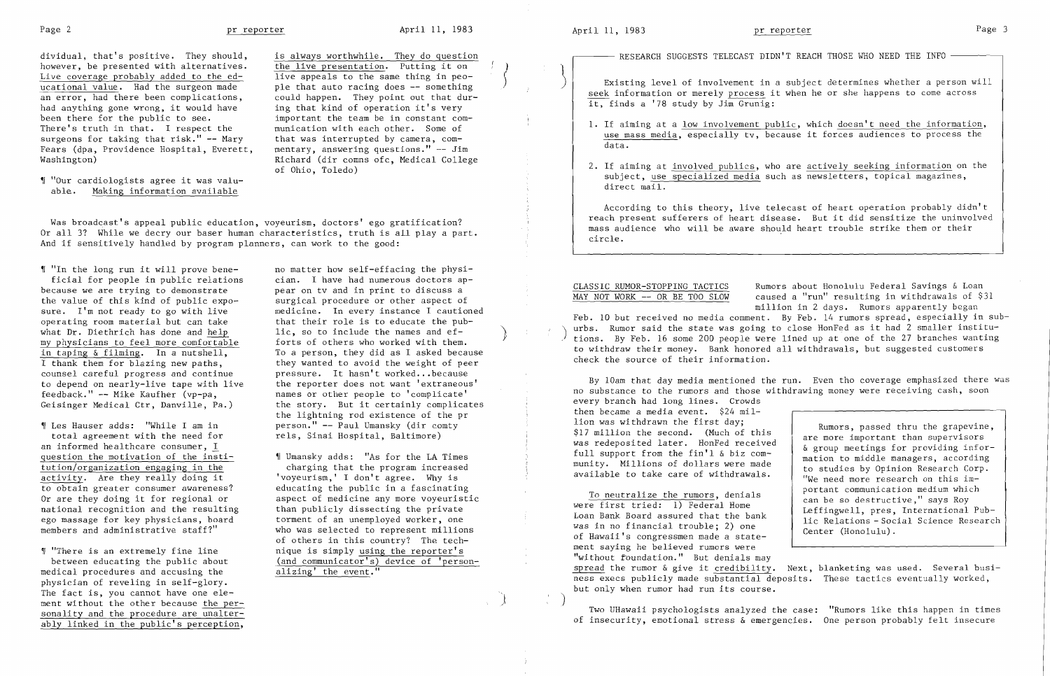dividual, that's positive. They should, however, be presented with alternatives. Live coverage probably added to the educational value. Had the surgeon made an error, had there been complications, had anything gone wrong, it would have been there for the public to see. There's truth in that. I respect the surgeons for taking that risk." -- Mary Fears (dpa, Providence Hospital, Everett, Washington)

¶ "Our cardiologists agree it was valuable. Making information available is always worthwhile. They do question the live presentation. Putting it on live appeals to the same thing in people that auto racing does -- something that could happen. They point out that during that kind of operation it's very important the team be in constant communication with each other. Some of that was interrupted by camera, commentary, answering questions." -- Jim Richard (dir comns ofc, Medical College of Ohio, Toledo)

Was broadcast's appeal public education, voyeurism, doctors' ego gratification? Or all 3? While we decry our baser human characteristics, truth is all play a part. And if sensitively handled by program planners, can work to the good:

¶ "In the long run it will prove beneficial for people in public relations because we are trying to demonstrate the value of this kind of public exposure. I'm not ready to go with live operating room material but can take what Dr. Diethrich has done and help my physicians to feel more comfortable in taping & filming. In a nutshell, I thank them for blazing new paths, counsel careful progress and continue to depend on nearly-live tape with live feedback." -- Mike Kaufher (vp-pa, Geisinger Medical Ctr, Danville, Pa.)

¶ Les Hauser adds: "While I am in total agreement with the need for an informed healthcare consumer, I question the motivation of the institution/organization engaging in the activity. Are they really doing it to obtain greater consumer awareness? Or are they doing it for regional or national recognition and the resulting ego massage for key physicians, board members and administrative staff?"

¶ "There is an extremely fine line between educating the public about medical procedures and accusing the physician of reveling in self-glory. The fact is, you cannot have one element without the other because the personality and the procedure are unalterably linked in the public's perception, no matter how self-effacing the physician. I have had numerous doctors appear on tv and in print to discuss a surgical procedure or other aspect of medicine. In every instance I cautioned that their role is to educate the public, so to include the names and efforts of others who worked with them. To a person, they did as I asked because they wanted to avoid the weight of peer pressure. It hasn't worked...because the reporter does not want 'extraneous' names or other people to 'complicate' the story. But it certainly complicates the lightning rod existence of the pr person." -- Paul Umansky (dir comty rels, Sinai Hospital, Baltimore)

¶ Umansky adds: "As for the LA Times charging that the program increased 'voyeurism,' I don't agree. Why is educating the public in a fascinating aspect of medicine any more voyeuristic than publicly dissecting the private torment of an unemployed worker, one who was selected to represent millions of others in this country? The technique is simply using the reporter's (and communicator's) device of 'personalizing' the event."

## RESEARCH SUGGESTS TELECAST DIDN'T REACH THOSE WHO NEED THE INFO

Existing level of involvement in a subject determines whether a person will seek information or merely process it when he or she happens to come across it, finds a '78 study by Jim Grunig:

1. If aiming at a low involvement public, which doesn't need the information, use mass media, especially tv, because it forces audiences to process the data.

2. If aiming at involved publics, who are actively seeking information on the subject, use specialized media such as newsletters, topical magazines, direct mail.

According to this theory, live telecast of heart operation probably didn't reach present sufferers of heart disease. But it did sensitize the uninvolved mass audience who will be aware should heart trouble strike them or their circle.

## CLASSIC RUMOR-STOPPING TACTICS MAY NOT WORK -- OR BE TOO SLOW

Rumors about Honolulu Federal Savings & Loan caused a "run" resulting in withdrawals of $31 million in 2 days. Rumors apparently began Feb. 10 but received no media comment. By Feb. 14 rumors spread, especially in suburbs. Rumor said the state was going to close HonFed as it had 2 smaller institutions. By Feb. 16 some 200 people were lined up at one of the 27 branches wanting to withdraw their money. Bank honored all withdrawals, but suggested customers check the source of their information.

By 10am that day media mentioned the run. Even tho coverage emphasized there was no substance to the rumors and those withdrawing money were receiving cash, soon every branch had long lines. Crowds then became a media event. $24 million was withdrawn the first day; $17 million the second. (Much of this was redeposited later. HonFed received full support from the fin'l & biz community. Millions of dollars were made available to take care of withdrawals.

> Rumors, passed thru the grapevine, are more important than supervisors & group meetings for providing information to middle managers, according to studies by Opinion Research Corp. "We need more research on this important communication medium which can be so destructive," says Roy Leffingwell, pres, International Public Relations - Social Science Research Center (Honolulu).

To neutralize the rumors, denials were first tried: 1) Federal Home Loan Bank Board assured that the bank was in no financial trouble; 2) one of Hawaii's congressmen made a statement saying he believed rumors were "without foundation." But denials may spread the rumor & give it credibility. Next, blanketing was used. Several business execs publicly made substantial deposits. These tactics eventually worked, but only when rumor had run its course.

Two UHawaii psychologists analyzed the case: "Rumors like this happen in times of insecurity, emotional stress & emergencies. One person probably felt insecure